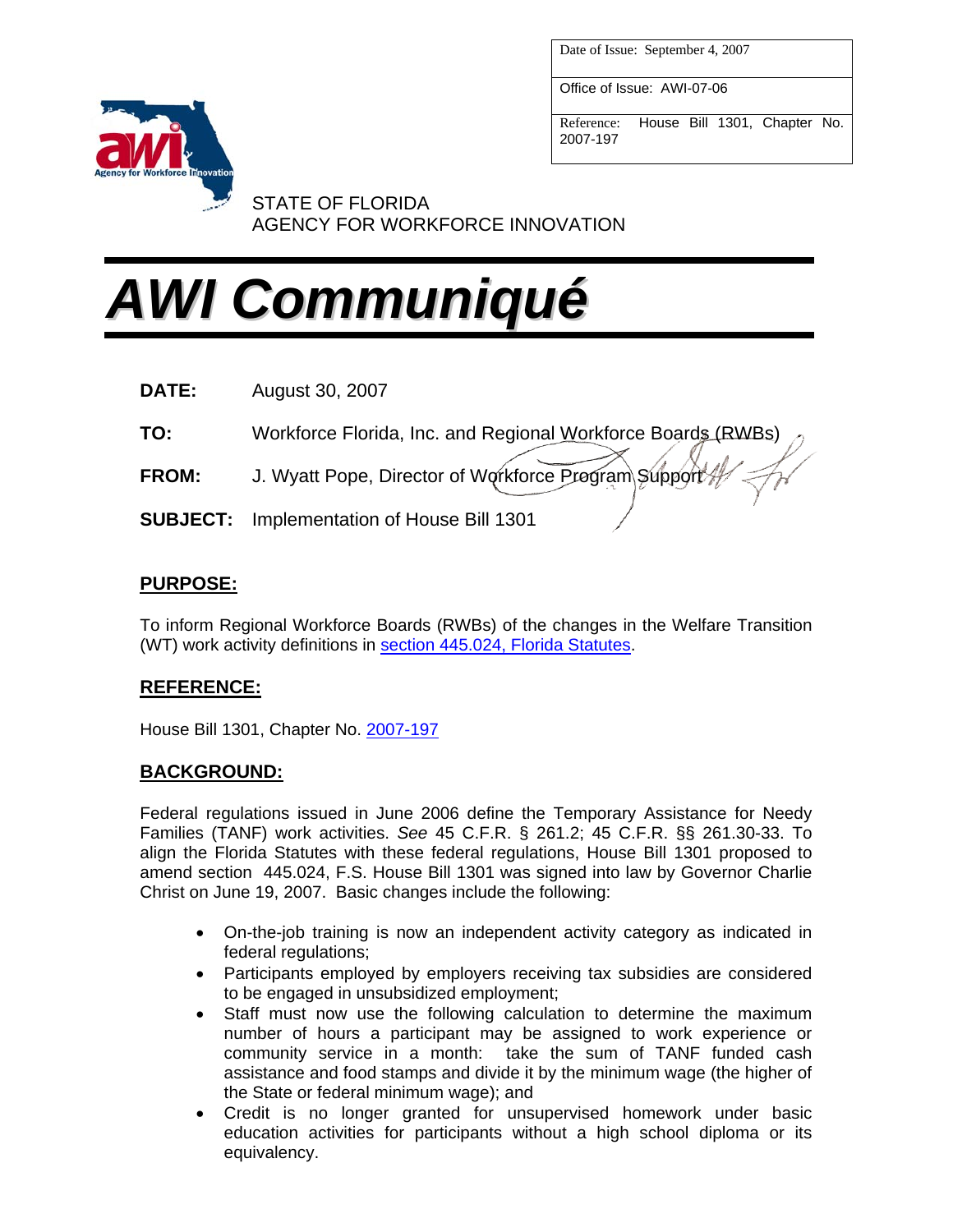| Date of Issue: September 4, 2007 |
| --- |
| Office of Issue: AWI-07-06 |
| Reference: House Bill 1301, Chapter No. 2007-197 |

STATE OF FLORIDA
AGENCY FOR WORKFORCE INNOVATION

# AWI Communiqué

**DATE:** August 30, 2007

**TO:** Workforce Florida, Inc. and Regional Workforce Boards (RWBs)

**FROM:** J. Wyatt Pope, Director of Workforce Program Support

**SUBJECT:** Implementation of House Bill 1301

## PURPOSE:

To inform Regional Workforce Boards (RWBs) of the changes in the Welfare Transition (WT) work activity definitions in section 445.024, Florida Statutes.

## REFERENCE:

House Bill 1301, Chapter No. 2007-197

## BACKGROUND:

Federal regulations issued in June 2006 define the Temporary Assistance for Needy Families (TANF) work activities. *See* 45 C.F.R. § 261.2; 45 C.F.R. §§ 261.30-33. To align the Florida Statutes with these federal regulations, House Bill 1301 proposed to amend section 445.024, F.S. House Bill 1301 was signed into law by Governor Charlie Christ on June 19, 2007. Basic changes include the following:

- On-the-job training is now an independent activity category as indicated in federal regulations;
- Participants employed by employers receiving tax subsidies are considered to be engaged in unsubsidized employment;
- Staff must now use the following calculation to determine the maximum number of hours a participant may be assigned to work experience or community service in a month: take the sum of TANF funded cash assistance and food stamps and divide it by the minimum wage (the higher of the State or federal minimum wage); and
- Credit is no longer granted for unsupervised homework under basic education activities for participants without a high school diploma or its equivalency.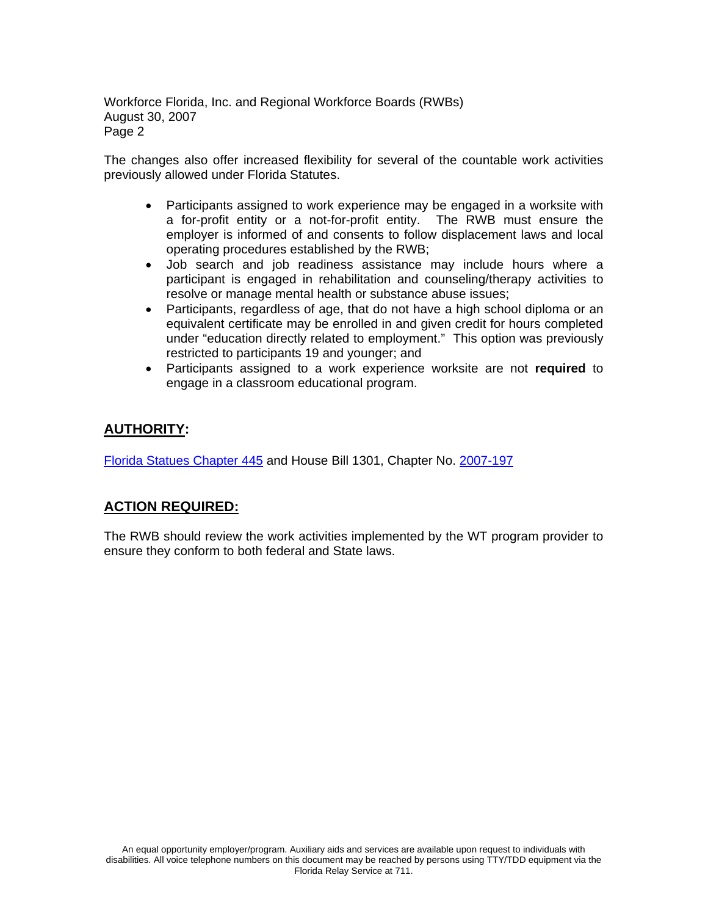The changes also offer increased flexibility for several of the countable work activities previously allowed under Florida Statutes.

- Participants assigned to work experience may be engaged in a worksite with a for-profit entity or a not-for-profit entity. The RWB must ensure the employer is informed of and consents to follow displacement laws and local operating procedures established by the RWB;
- Job search and job readiness assistance may include hours where a participant is engaged in rehabilitation and counseling/therapy activities to resolve or manage mental health or substance abuse issues;
- Participants, regardless of age, that do not have a high school diploma or an equivalent certificate may be enrolled in and given credit for hours completed under "education directly related to employment." This option was previously restricted to participants 19 and younger; and
- Participants assigned to a work experience worksite are not **required** to engage in a classroom educational program.

## AUTHORITY:

Florida Statues Chapter 445 and House Bill 1301, Chapter No. 2007-197

## ACTION REQUIRED:

The RWB should review the work activities implemented by the WT program provider to ensure they conform to both federal and State laws.

An equal opportunity employer/program. Auxiliary aids and services are available upon request to individuals with disabilities. All voice telephone numbers on this document may be reached by persons using TTY/TDD equipment via the Florida Relay Service at 711.